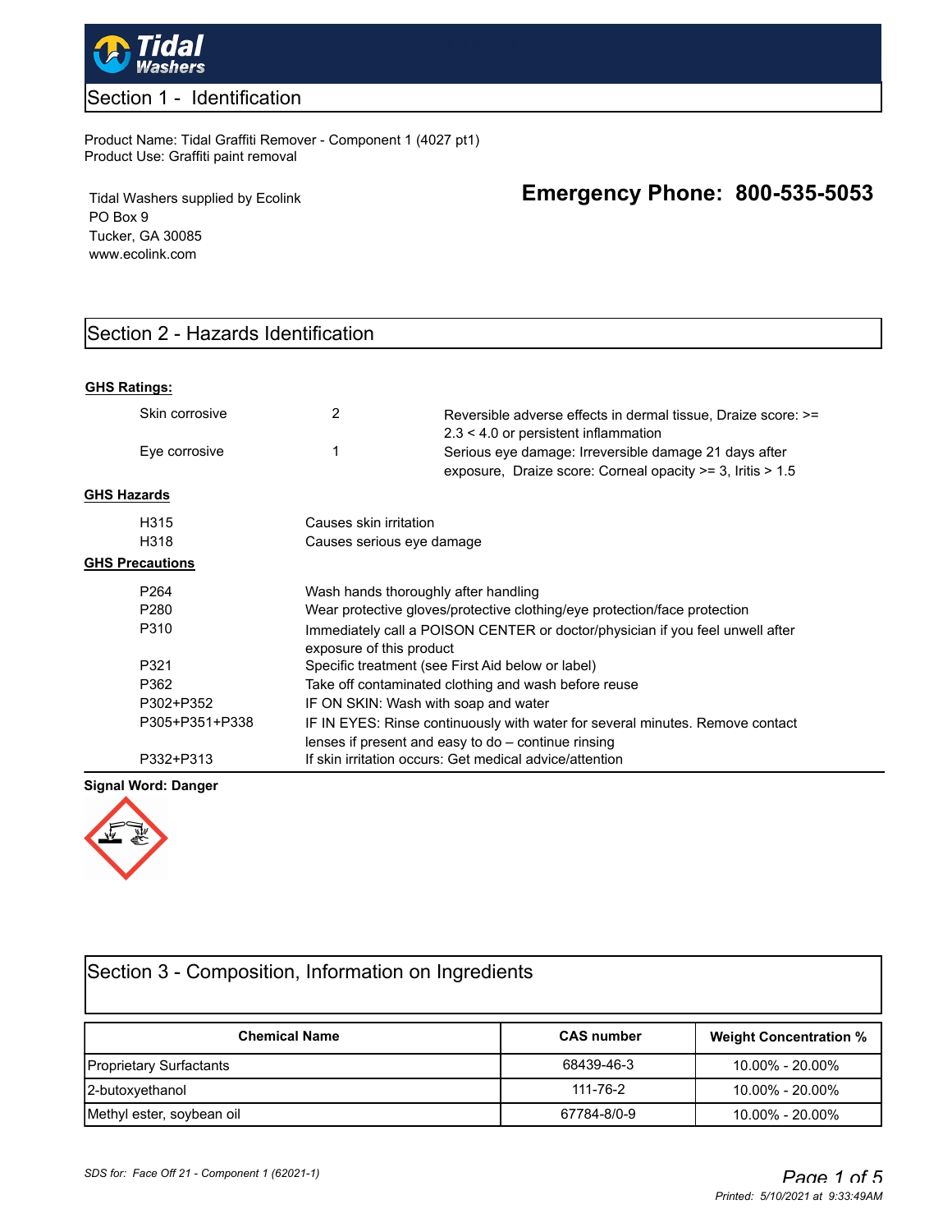# Section 1 - Identification

Product Name: Tidal Graffiti Remover - Component 1 (4027 pt1)
Product Use: Graffiti paint removal

Tidal Washers supplied by Ecolink
PO Box 9
Tucker, GA 30085
www.ecolink.com

**Emergency Phone: 800-535-5053**

# Section 2 - Hazards Identification

**GHS Ratings:**

| | | |
|---|---|---|
| Skin corrosive | 2 | Reversible adverse effects in dermal tissue, Draize score: >= 2.3 < 4.0 or persistent inflammation |
| Eye corrosive | 1 | Serious eye damage: Irreversible damage 21 days after exposure, Draize score: Corneal opacity >= 3, Iritis > 1.5 |

**GHS Hazards**

| | |
|---|---|
| H315 | Causes skin irritation |
| H318 | Causes serious eye damage |

**GHS Precautions**

| | |
|---|---|
| P264 | Wash hands thoroughly after handling |
| P280 | Wear protective gloves/protective clothing/eye protection/face protection |
| P310 | Immediately call a POISON CENTER or doctor/physician if you feel unwell after exposure of this product |
| P321 | Specific treatment (see First Aid below or label) |
| P362 | Take off contaminated clothing and wash before reuse |
| P302+P352 | IF ON SKIN: Wash with soap and water |
| P305+P351+P338 | IF IN EYES: Rinse continuously with water for several minutes. Remove contact lenses if present and easy to do – continue rinsing |
| P332+P313 | If skin irritation occurs: Get medical advice/attention |

**Signal Word: Danger**

# Section 3 - Composition, Information on Ingredients

| Chemical Name | CAS number | Weight Concentration % |
|---|---|---|
| Proprietary Surfactants | 68439-46-3 | 10.00% - 20.00% |
| 2-butoxyethanol | 111-76-2 | 10.00% - 20.00% |
| Methyl ester, soybean oil | 67784-8/0-9 | 10.00% - 20.00% |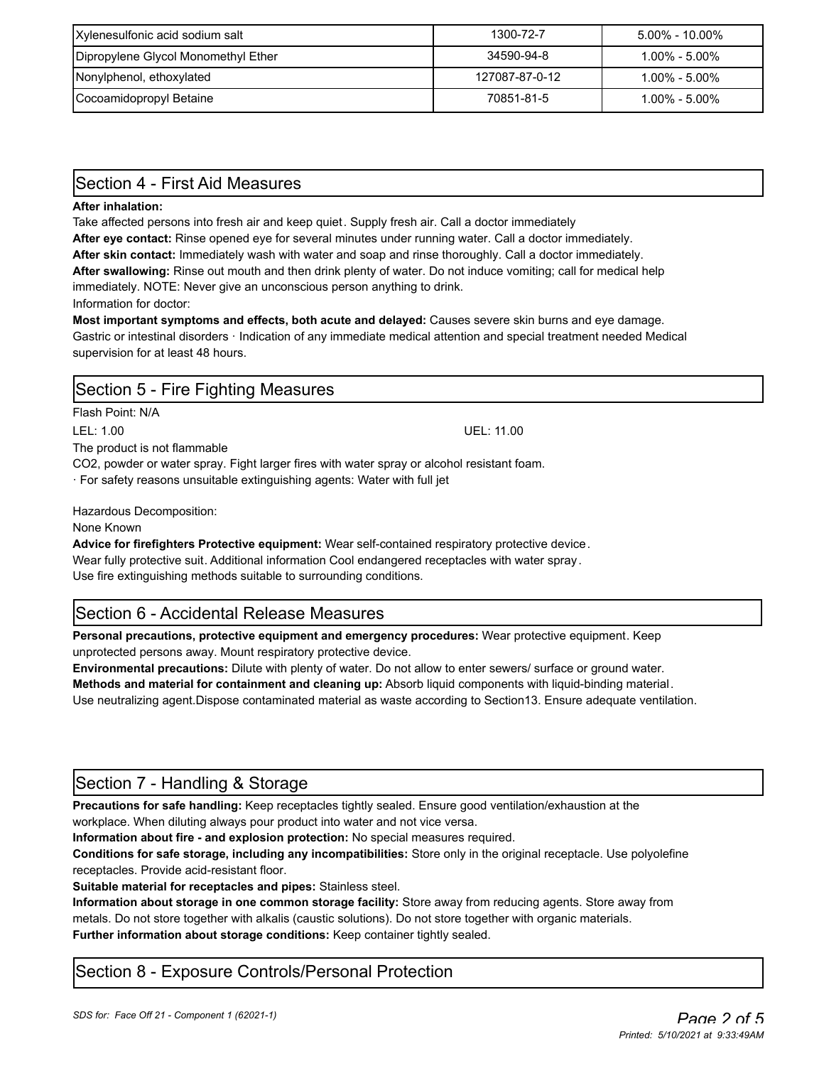| Xylenesulfonic acid sodium salt | 1300-72-7 | 5.00% - 10.00% |
|---|---|---|
| Dipropylene Glycol Monomethyl Ether | 34590-94-8 | 1.00% - 5.00% |
| Nonylphenol, ethoxylated | 127087-87-0-12 | 1.00% - 5.00% |
| Cocoamidopropyl Betaine | 70851-81-5 | 1.00% - 5.00% |

## Section 4 - First Aid Measures

**After inhalation:**
Take affected persons into fresh air and keep quiet. Supply fresh air. Call a doctor immediately
**After eye contact:** Rinse opened eye for several minutes under running water. Call a doctor immediately.
**After skin contact:** Immediately wash with water and soap and rinse thoroughly. Call a doctor immediately.
**After swallowing:** Rinse out mouth and then drink plenty of water. Do not induce vomiting; call for medical help immediately. NOTE: Never give an unconscious person anything to drink.
Information for doctor:
**Most important symptoms and effects, both acute and delayed:** Causes severe skin burns and eye damage. Gastric or intestinal disorders · Indication of any immediate medical attention and special treatment needed Medical supervision for at least 48 hours.

## Section 5 - Fire Fighting Measures

Flash Point: N/A
LEL: 1.00 UEL: 11.00
The product is not flammable
CO2, powder or water spray. Fight larger fires with water spray or alcohol resistant foam.
· For safety reasons unsuitable extinguishing agents: Water with full jet

Hazardous Decomposition:
None Known
**Advice for firefighters Protective equipment:** Wear self-contained respiratory protective device.
Wear fully protective suit. Additional information Cool endangered receptacles with water spray.
Use fire extinguishing methods suitable to surrounding conditions.

## Section 6 - Accidental Release Measures

**Personal precautions, protective equipment and emergency procedures:** Wear protective equipment. Keep unprotected persons away. Mount respiratory protective device.
**Environmental precautions:** Dilute with plenty of water. Do not allow to enter sewers/ surface or ground water.
**Methods and material for containment and cleaning up:** Absorb liquid components with liquid-binding material. Use neutralizing agent.Dispose contaminated material as waste according to Section13. Ensure adequate ventilation.

## Section 7 - Handling & Storage

**Precautions for safe handling:** Keep receptacles tightly sealed. Ensure good ventilation/exhaustion at the workplace. When diluting always pour product into water and not vice versa.
**Information about fire - and explosion protection:** No special measures required.
**Conditions for safe storage, including any incompatibilities:** Store only in the original receptacle. Use polyolefine receptacles. Provide acid-resistant floor.
**Suitable material for receptacles and pipes:** Stainless steel.
**Information about storage in one common storage facility:** Store away from reducing agents. Store away from metals. Do not store together with alkalis (caustic solutions). Do not store together with organic materials.
**Further information about storage conditions:** Keep container tightly sealed.

## Section 8 - Exposure Controls/Personal Protection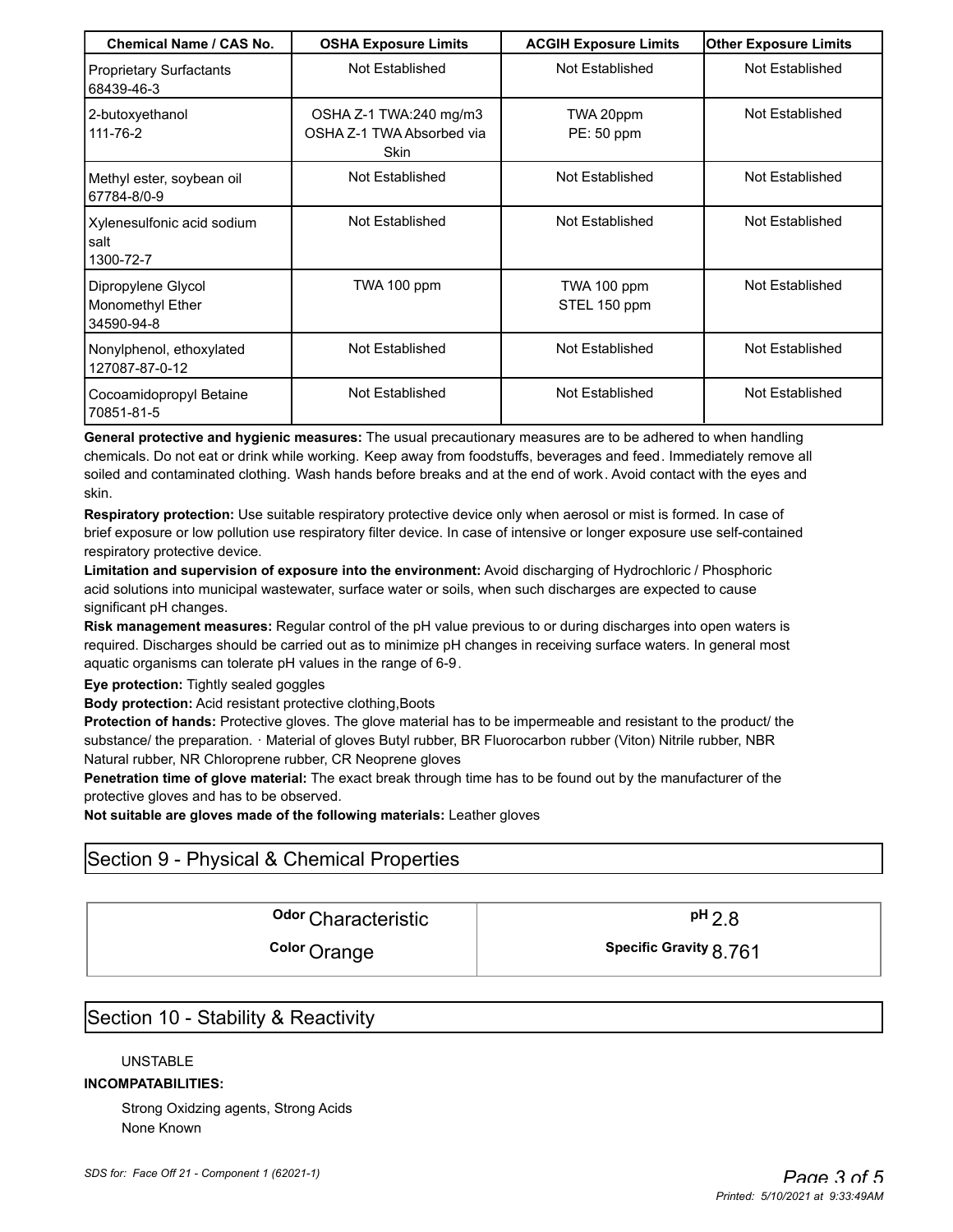| Chemical Name / CAS No. | OSHA Exposure Limits | ACGIH Exposure Limits | Other Exposure Limits |
|---|---|---|---|
| Proprietary Surfactants<br>68439-46-3 | Not Established | Not Established | Not Established |
| 2-butoxyethanol<br>111-76-2 | OSHA Z-1 TWA:240 mg/m3<br>OSHA Z-1 TWA Absorbed via Skin | TWA 20ppm<br>PE: 50 ppm | Not Established |
| Methyl ester, soybean oil<br>67784-8/0-9 | Not Established | Not Established | Not Established |
| Xylenesulfonic acid sodium salt<br>1300-72-7 | Not Established | Not Established | Not Established |
| Dipropylene Glycol Monomethyl Ether<br>34590-94-8 | TWA 100 ppm | TWA 100 ppm<br>STEL 150 ppm | Not Established |
| Nonylphenol, ethoxylated<br>127087-87-0-12 | Not Established | Not Established | Not Established |
| Cocoamidopropyl Betaine<br>70851-81-5 | Not Established | Not Established | Not Established |

**General protective and hygienic measures:** The usual precautionary measures are to be adhered to when handling chemicals. Do not eat or drink while working. Keep away from foodstuffs, beverages and feed. Immediately remove all soiled and contaminated clothing. Wash hands before breaks and at the end of work. Avoid contact with the eyes and skin.

**Respiratory protection:** Use suitable respiratory protective device only when aerosol or mist is formed. In case of brief exposure or low pollution use respiratory filter device. In case of intensive or longer exposure use self-contained respiratory protective device.

**Limitation and supervision of exposure into the environment:** Avoid discharging of Hydrochloric / Phosphoric acid solutions into municipal wastewater, surface water or soils, when such discharges are expected to cause significant pH changes.

**Risk management measures:** Regular control of the pH value previous to or during discharges into open waters is required. Discharges should be carried out as to minimize pH changes in receiving surface waters. In general most aquatic organisms can tolerate pH values in the range of 6-9.

**Eye protection:** Tightly sealed goggles

**Body protection:** Acid resistant protective clothing,Boots

**Protection of hands:** Protective gloves. The glove material has to be impermeable and resistant to the product/ the substance/ the preparation. · Material of gloves Butyl rubber, BR Fluorocarbon rubber (Viton) Nitrile rubber, NBR Natural rubber, NR Chloroprene rubber, CR Neoprene gloves

**Penetration time of glove material:** The exact break through time has to be found out by the manufacturer of the protective gloves and has to be observed.

**Not suitable are gloves made of the following materials:** Leather gloves

## Section 9 - Physical & Chemical Properties

| | |
|---|---|
| **Odor** Characteristic | **pH** 2.8 |
| **Color** Orange | **Specific Gravity** 8.761 |

## Section 10 - Stability & Reactivity

UNSTABLE

**INCOMPATABILITIES:**

Strong Oxidzing agents, Strong Acids
None Known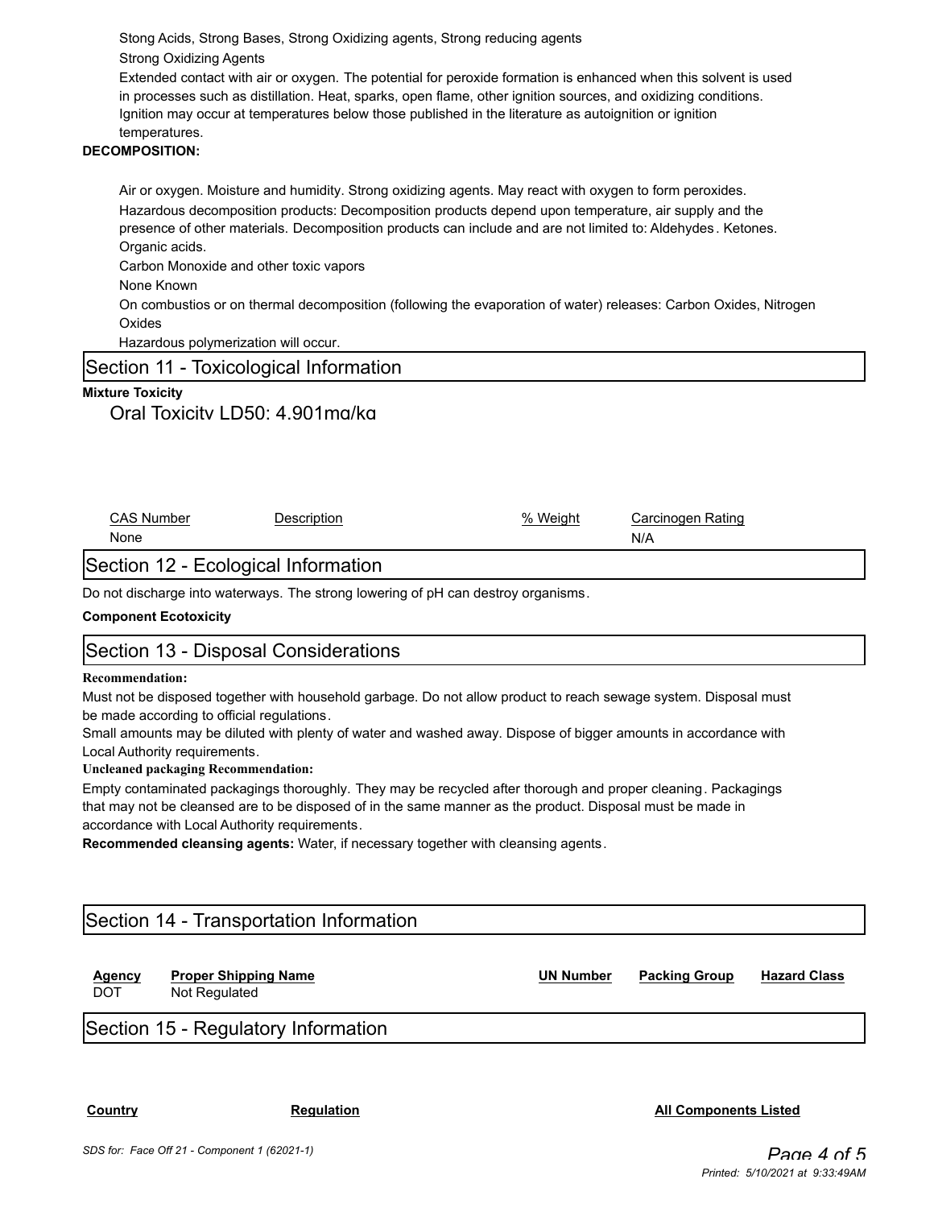Stong Acids, Strong Bases, Strong Oxidizing agents, Strong reducing agents

Strong Oxidizing Agents

Extended contact with air or oxygen. The potential for peroxide formation is enhanced when this solvent is used in processes such as distillation. Heat, sparks, open flame, other ignition sources, and oxidizing conditions. Ignition may occur at temperatures below those published in the literature as autoignition or ignition temperatures.

**DECOMPOSITION:**

Air or oxygen. Moisture and humidity. Strong oxidizing agents. May react with oxygen to form peroxides.

Hazardous decomposition products: Decomposition products depend upon temperature, air supply and the presence of other materials. Decomposition products can include and are not limited to: Aldehydes. Ketones. Organic acids.

Carbon Monoxide and other toxic vapors

None Known

On combustios or on thermal decomposition (following the evaporation of water) releases: Carbon Oxides, Nitrogen Oxides

Hazardous polymerization will occur.

## Section 11 - Toxicological Information

**Mixture Toxicity**

Oral Toxicity LD50: 4,901mg/kg

| CAS Number | Description | % Weight | Carcinogen Rating |
|---|---|---|---|
| None | | | N/A |

## Section 12 - Ecological Information

Do not discharge into waterways. The strong lowering of pH can destroy organisms.

**Component Ecotoxicity**

## Section 13 - Disposal Considerations

**Recommendation:**

Must not be disposed together with household garbage. Do not allow product to reach sewage system. Disposal must be made according to official regulations.

Small amounts may be diluted with plenty of water and washed away. Dispose of bigger amounts in accordance with Local Authority requirements.

**Uncleaned packaging Recommendation:**

Empty contaminated packagings thoroughly. They may be recycled after thorough and proper cleaning. Packagings that may not be cleansed are to be disposed of in the same manner as the product. Disposal must be made in accordance with Local Authority requirements.

**Recommended cleansing agents:** Water, if necessary together with cleansing agents.

## Section 14 - Transportation Information

| Agency | Proper Shipping Name | UN Number | Packing Group | Hazard Class |
|---|---|---|---|---|
| DOT | Not Regulated | | | |

## Section 15 - Regulatory Information

| Country | Regulation | All Components Listed |
|---|---|---|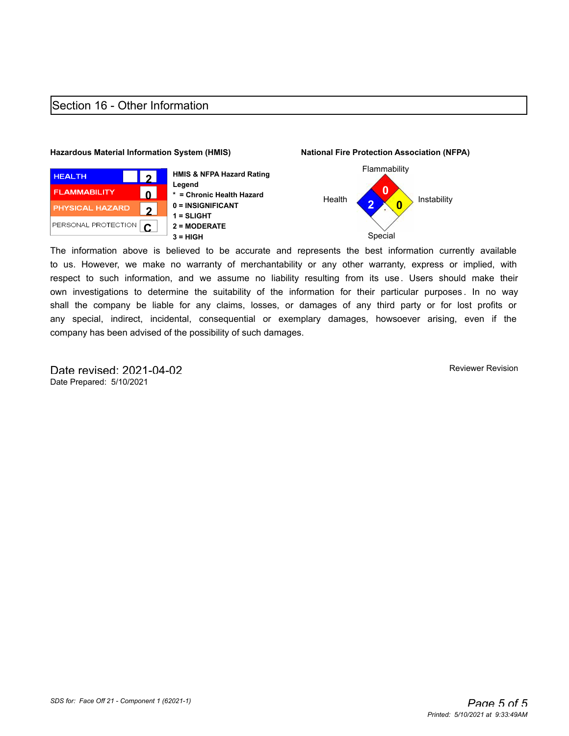## Section 16 - Other Information

**Hazardous Material Information System (HMIS)**

| | |
|---|---|
| HEALTH | 2 |
| FLAMMABILITY | 0 |
| PHYSICAL HAZARD | 2 |
| PERSONAL PROTECTION | C |

**HMIS & NFPA Hazard Rating Legend**
**\* = Chronic Health Hazard**
**0 = INSIGNIFICANT**
**1 = SLIGHT**
**2 = MODERATE**
**3 = HIGH**

**National Fire Protection Association (NFPA)**

Flammability
0
Health
2
Instability
0
Special

The information above is believed to be accurate and represents the best information currently available to us. However, we make no warranty of merchantability or any other warranty, express or implied, with respect to such information, and we assume no liability resulting from its use. Users should make their own investigations to determine the suitability of the information for their particular purposes. In no way shall the company be liable for any claims, losses, or damages of any third party or for lost profits or any special, indirect, incidental, consequential or exemplary damages, howsoever arising, even if the company has been advised of the possibility of such damages.

Date revised: 2021-04-02
Date Prepared: 5/10/2021

Reviewer Revision

*SDS for: Face Off 21 - Component 1 (62021-1)*

*Printed: 5/10/2021 at 9:33:49AM*